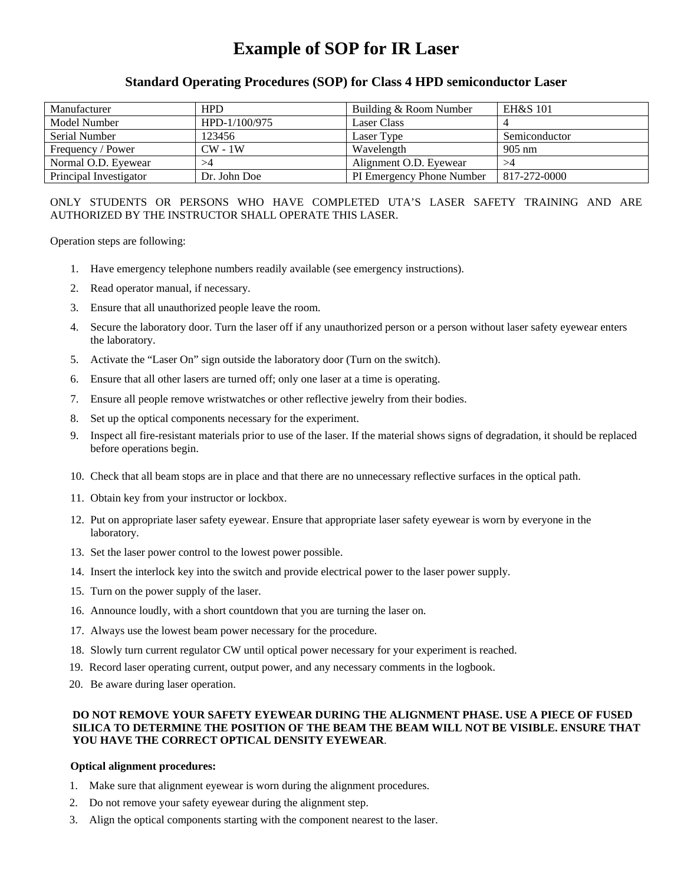# Example of SOP for IR Laser

## Standard Operating Procedures (SOP) for Class 4 HPD semiconductor Laser

| Manufacturer | HPD | Building & Room Number | EH&S 101 |
|---|---|---|---|
| Model Number | HPD-1/100/975 | Laser Class | 4 |
| Serial Number | 123456 | Laser Type | Semiconductor |
| Frequency / Power | CW - 1W | Wavelength | 905 nm |
| Normal O.D. Eyewear | >4 | Alignment O.D. Eyewear | >4 |
| Principal Investigator | Dr. John Doe | PI Emergency Phone Number | 817-272-0000 |

ONLY STUDENTS OR PERSONS WHO HAVE COMPLETED UTA'S LASER SAFETY TRAINING AND ARE AUTHORIZED BY THE INSTRUCTOR SHALL OPERATE THIS LASER.

Operation steps are following:

1. Have emergency telephone numbers readily available (see emergency instructions).
2. Read operator manual, if necessary.
3. Ensure that all unauthorized people leave the room.
4. Secure the laboratory door. Turn the laser off if any unauthorized person or a person without laser safety eyewear enters the laboratory.
5. Activate the "Laser On" sign outside the laboratory door (Turn on the switch).
6. Ensure that all other lasers are turned off; only one laser at a time is operating.
7. Ensure all people remove wristwatches or other reflective jewelry from their bodies.
8. Set up the optical components necessary for the experiment.
9. Inspect all fire-resistant materials prior to use of the laser. If the material shows signs of degradation, it should be replaced before operations begin.
10. Check that all beam stops are in place and that there are no unnecessary reflective surfaces in the optical path.
11. Obtain key from your instructor or lockbox.
12. Put on appropriate laser safety eyewear. Ensure that appropriate laser safety eyewear is worn by everyone in the laboratory.
13. Set the laser power control to the lowest power possible.
14. Insert the interlock key into the switch and provide electrical power to the laser power supply.
15. Turn on the power supply of the laser.
16. Announce loudly, with a short countdown that you are turning the laser on.
17. Always use the lowest beam power necessary for the procedure.
18. Slowly turn current regulator CW until optical power necessary for your experiment is reached.
19. Record laser operating current, output power, and any necessary comments in the logbook.
20. Be aware during laser operation.

**DO NOT REMOVE YOUR SAFETY EYEWEAR DURING THE ALIGNMENT PHASE. USE A PIECE OF FUSED SILICA TO DETERMINE THE POSITION OF THE BEAM THE BEAM WILL NOT BE VISIBLE. ENSURE THAT YOU HAVE THE CORRECT OPTICAL DENSITY EYEWEAR**.

**Optical alignment procedures:**

1. Make sure that alignment eyewear is worn during the alignment procedures.
2. Do not remove your safety eyewear during the alignment step.
3. Align the optical components starting with the component nearest to the laser.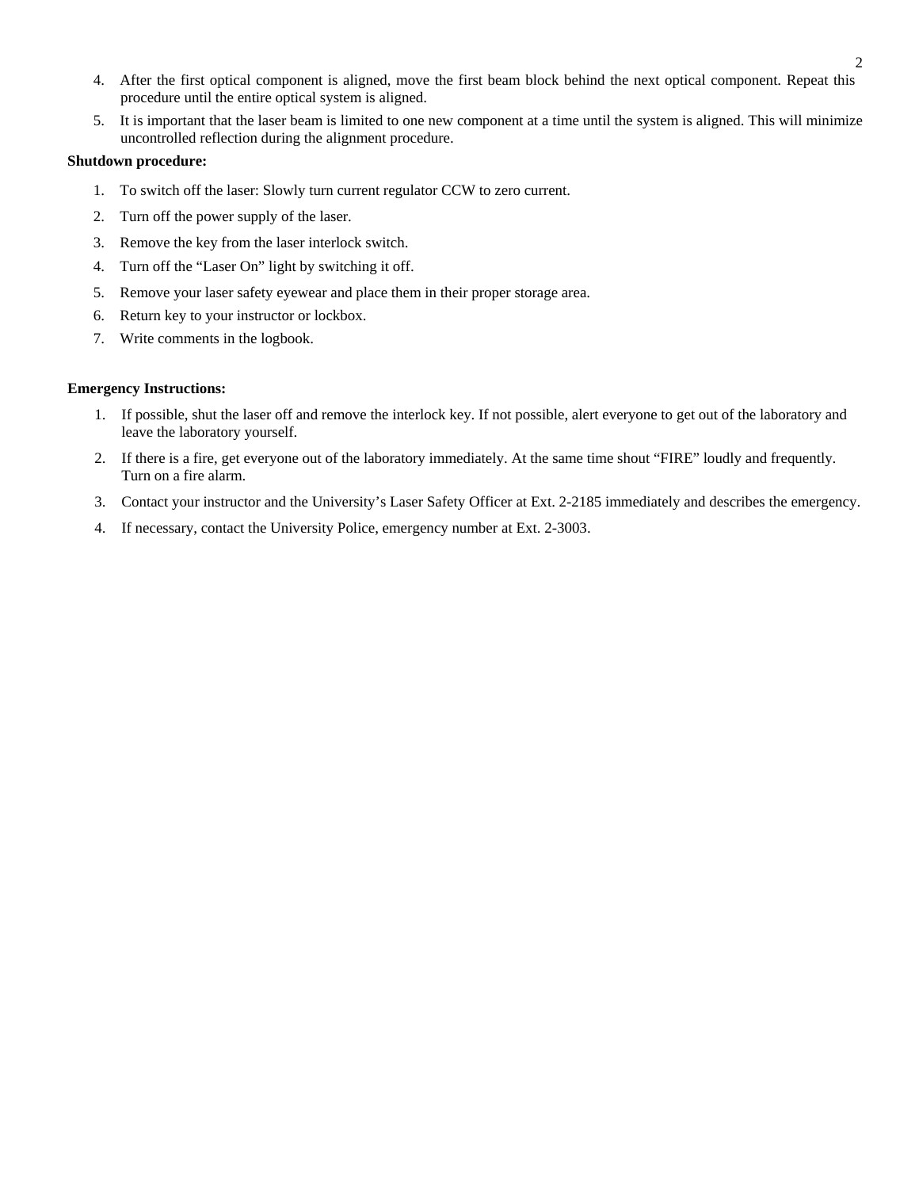4. After the first optical component is aligned, move the first beam block behind the next optical component. Repeat this procedure until the entire optical system is aligned.
5. It is important that the laser beam is limited to one new component at a time until the system is aligned. This will minimize uncontrolled reflection during the alignment procedure.

**Shutdown procedure:**

1. To switch off the laser: Slowly turn current regulator CCW to zero current.
2. Turn off the power supply of the laser.
3. Remove the key from the laser interlock switch.
4. Turn off the “Laser On” light by switching it off.
5. Remove your laser safety eyewear and place them in their proper storage area.
6. Return key to your instructor or lockbox.
7. Write comments in the logbook.

**Emergency Instructions:**

1. If possible, shut the laser off and remove the interlock key. If not possible, alert everyone to get out of the laboratory and leave the laboratory yourself.
2. If there is a fire, get everyone out of the laboratory immediately. At the same time shout “FIRE” loudly and frequently. Turn on a fire alarm.
3. Contact your instructor and the University’s Laser Safety Officer at Ext. 2-2185 immediately and describes the emergency.
4. If necessary, contact the University Police, emergency number at Ext. 2-3003.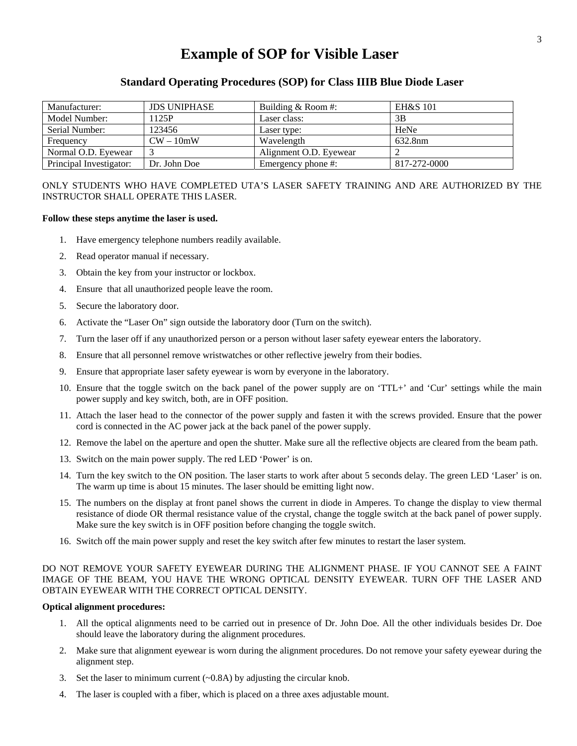# Example of SOP for Visible Laser

## Standard Operating Procedures (SOP) for Class IIIB Blue Diode Laser

| Manufacturer: | JDS UNIPHASE | Building & Room #: | EH&S 101 |
|---|---|---|---|
| Model Number: | 1125P | Laser class: | 3B |
| Serial Number: | 123456 | Laser type: | HeNe |
| Frequency | CW – 10mW | Wavelength | 632.8nm |
| Normal O.D. Eyewear | 3 | Alignment O.D. Eyewear | 2 |
| Principal Investigator: | Dr. John Doe | Emergency phone #: | 817-272-0000 |

ONLY STUDENTS WHO HAVE COMPLETED UTA'S LASER SAFETY TRAINING AND ARE AUTHORIZED BY THE INSTRUCTOR SHALL OPERATE THIS LASER.

**Follow these steps anytime the laser is used.**

1. Have emergency telephone numbers readily available.
2. Read operator manual if necessary.
3. Obtain the key from your instructor or lockbox.
4. Ensure that all unauthorized people leave the room.
5. Secure the laboratory door.
6. Activate the "Laser On" sign outside the laboratory door (Turn on the switch).
7. Turn the laser off if any unauthorized person or a person without laser safety eyewear enters the laboratory.
8. Ensure that all personnel remove wristwatches or other reflective jewelry from their bodies.
9. Ensure that appropriate laser safety eyewear is worn by everyone in the laboratory.
10. Ensure that the toggle switch on the back panel of the power supply are on 'TTL+' and 'Cur' settings while the main power supply and key switch, both, are in OFF position.
11. Attach the laser head to the connector of the power supply and fasten it with the screws provided. Ensure that the power cord is connected in the AC power jack at the back panel of the power supply.
12. Remove the label on the aperture and open the shutter. Make sure all the reflective objects are cleared from the beam path.
13. Switch on the main power supply. The red LED 'Power' is on.
14. Turn the key switch to the ON position. The laser starts to work after about 5 seconds delay. The green LED 'Laser' is on. The warm up time is about 15 minutes. The laser should be emitting light now.
15. The numbers on the display at front panel shows the current in diode in Amperes. To change the display to view thermal resistance of diode OR thermal resistance value of the crystal, change the toggle switch at the back panel of power supply. Make sure the key switch is in OFF position before changing the toggle switch.
16. Switch off the main power supply and reset the key switch after few minutes to restart the laser system.

DO NOT REMOVE YOUR SAFETY EYEWEAR DURING THE ALIGNMENT PHASE. IF YOU CANNOT SEE A FAINT IMAGE OF THE BEAM, YOU HAVE THE WRONG OPTICAL DENSITY EYEWEAR. TURN OFF THE LASER AND OBTAIN EYEWEAR WITH THE CORRECT OPTICAL DENSITY.

**Optical alignment procedures:**

1. All the optical alignments need to be carried out in presence of Dr. John Doe. All the other individuals besides Dr. Doe should leave the laboratory during the alignment procedures.
2. Make sure that alignment eyewear is worn during the alignment procedures. Do not remove your safety eyewear during the alignment step.
3. Set the laser to minimum current (~0.8A) by adjusting the circular knob.
4. The laser is coupled with a fiber, which is placed on a three axes adjustable mount.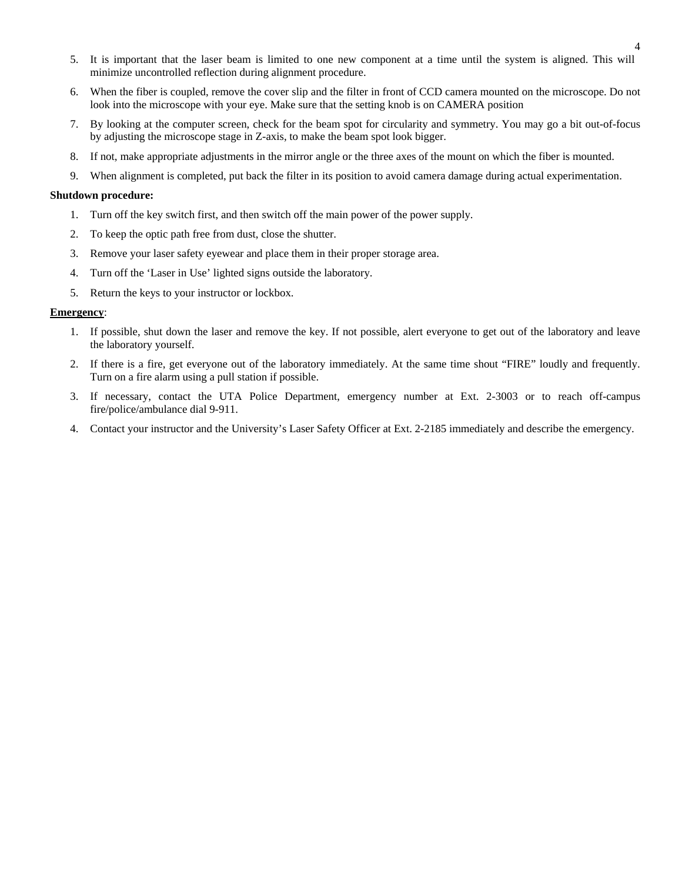5. It is important that the laser beam is limited to one new component at a time until the system is aligned. This will minimize uncontrolled reflection during alignment procedure.
6. When the fiber is coupled, remove the cover slip and the filter in front of CCD camera mounted on the microscope. Do not look into the microscope with your eye. Make sure that the setting knob is on CAMERA position
7. By looking at the computer screen, check for the beam spot for circularity and symmetry. You may go a bit out-of-focus by adjusting the microscope stage in Z-axis, to make the beam spot look bigger.
8. If not, make appropriate adjustments in the mirror angle or the three axes of the mount on which the fiber is mounted.
9. When alignment is completed, put back the filter in its position to avoid camera damage during actual experimentation.

**Shutdown procedure:**

1. Turn off the key switch first, and then switch off the main power of the power supply.
2. To keep the optic path free from dust, close the shutter.
3. Remove your laser safety eyewear and place them in their proper storage area.
4. Turn off the 'Laser in Use' lighted signs outside the laboratory.
5. Return the keys to your instructor or lockbox.

**Emergency**:

1. If possible, shut down the laser and remove the key. If not possible, alert everyone to get out of the laboratory and leave the laboratory yourself.
2. If there is a fire, get everyone out of the laboratory immediately. At the same time shout "FIRE" loudly and frequently. Turn on a fire alarm using a pull station if possible.
3. If necessary, contact the UTA Police Department, emergency number at Ext. 2-3003 or to reach off-campus fire/police/ambulance dial 9-911.
4. Contact your instructor and the University's Laser Safety Officer at Ext. 2-2185 immediately and describe the emergency.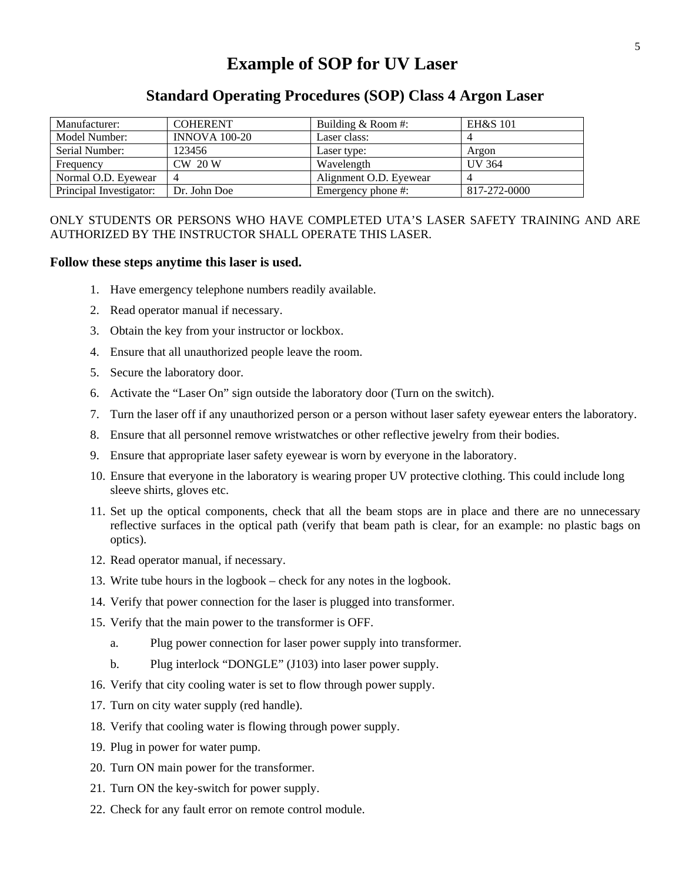# Example of SOP for UV Laser

## Standard Operating Procedures (SOP) Class 4 Argon Laser

| Manufacturer: | COHERENT | Building & Room #: | EH&S 101 |
|---|---|---|---|
| Model Number: | INNOVA 100-20 | Laser class: | 4 |
| Serial Number: | 123456 | Laser type: | Argon |
| Frequency | CW 20 W | Wavelength | UV 364 |
| Normal O.D. Eyewear | 4 | Alignment O.D. Eyewear | 4 |
| Principal Investigator: | Dr. John Doe | Emergency phone #: | 817-272-0000 |

ONLY STUDENTS OR PERSONS WHO HAVE COMPLETED UTA'S LASER SAFETY TRAINING AND ARE AUTHORIZED BY THE INSTRUCTOR SHALL OPERATE THIS LASER.

**Follow these steps anytime this laser is used.**

1. Have emergency telephone numbers readily available.
2. Read operator manual if necessary.
3. Obtain the key from your instructor or lockbox.
4. Ensure that all unauthorized people leave the room.
5. Secure the laboratory door.
6. Activate the "Laser On" sign outside the laboratory door (Turn on the switch).
7. Turn the laser off if any unauthorized person or a person without laser safety eyewear enters the laboratory.
8. Ensure that all personnel remove wristwatches or other reflective jewelry from their bodies.
9. Ensure that appropriate laser safety eyewear is worn by everyone in the laboratory.
10. Ensure that everyone in the laboratory is wearing proper UV protective clothing. This could include long sleeve shirts, gloves etc.
11. Set up the optical components, check that all the beam stops are in place and there are no unnecessary reflective surfaces in the optical path (verify that beam path is clear, for an example: no plastic bags on optics).
12. Read operator manual, if necessary.
13. Write tube hours in the logbook – check for any notes in the logbook.
14. Verify that power connection for the laser is plugged into transformer.
15. Verify that the main power to the transformer is OFF.
    a. Plug power connection for laser power supply into transformer.
    b. Plug interlock "DONGLE" (J103) into laser power supply.
16. Verify that city cooling water is set to flow through power supply.
17. Turn on city water supply (red handle).
18. Verify that cooling water is flowing through power supply.
19. Plug in power for water pump.
20. Turn ON main power for the transformer.
21. Turn ON the key-switch for power supply.
22. Check for any fault error on remote control module.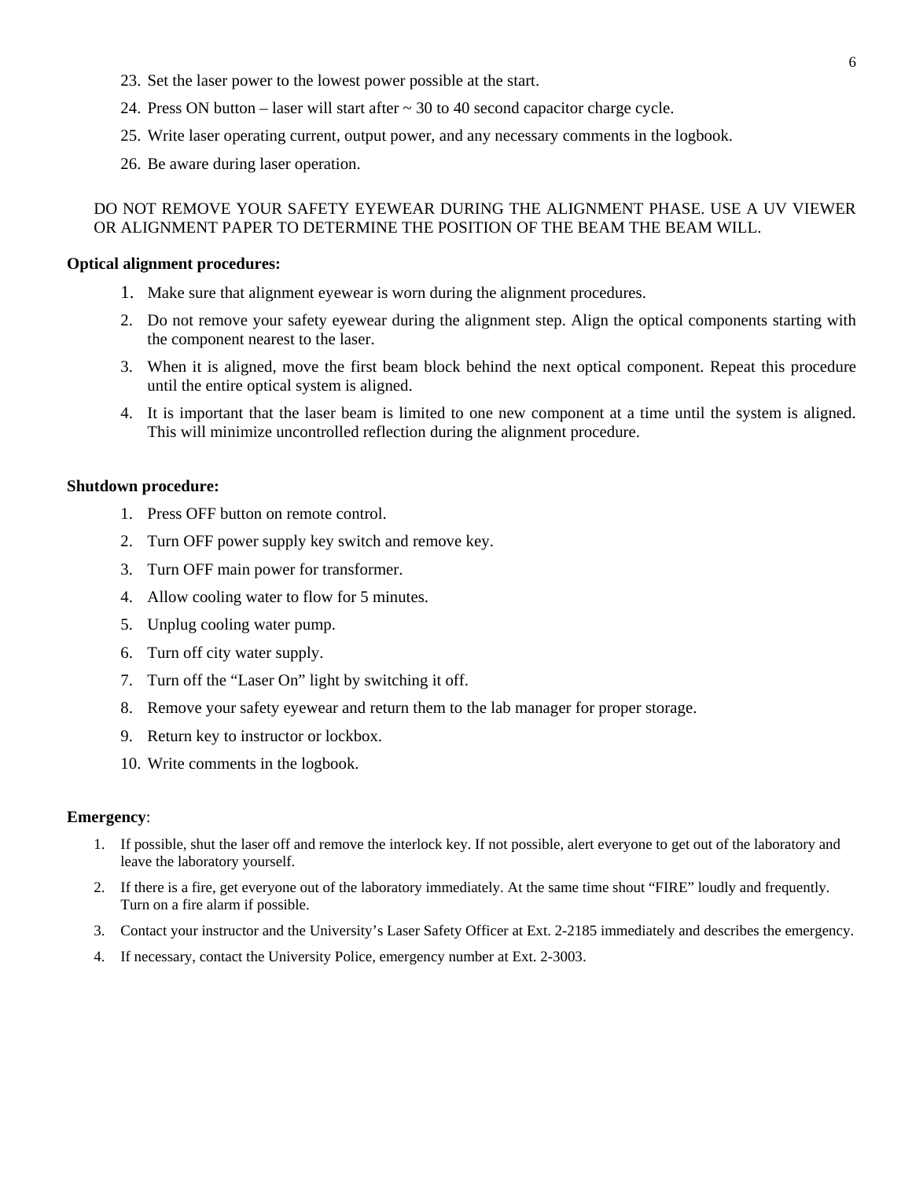23. Set the laser power to the lowest power possible at the start.
24. Press ON button – laser will start after ~ 30 to 40 second capacitor charge cycle.
25. Write laser operating current, output power, and any necessary comments in the logbook.
26. Be aware during laser operation.

DO NOT REMOVE YOUR SAFETY EYEWEAR DURING THE ALIGNMENT PHASE. USE A UV VIEWER OR ALIGNMENT PAPER TO DETERMINE THE POSITION OF THE BEAM THE BEAM WILL.

**Optical alignment procedures:**

1. Make sure that alignment eyewear is worn during the alignment procedures.
2. Do not remove your safety eyewear during the alignment step. Align the optical components starting with the component nearest to the laser.
3. When it is aligned, move the first beam block behind the next optical component. Repeat this procedure until the entire optical system is aligned.
4. It is important that the laser beam is limited to one new component at a time until the system is aligned. This will minimize uncontrolled reflection during the alignment procedure.

**Shutdown procedure:**

1. Press OFF button on remote control.
2. Turn OFF power supply key switch and remove key.
3. Turn OFF main power for transformer.
4. Allow cooling water to flow for 5 minutes.
5. Unplug cooling water pump.
6. Turn off city water supply.
7. Turn off the "Laser On" light by switching it off.
8. Remove your safety eyewear and return them to the lab manager for proper storage.
9. Return key to instructor or lockbox.
10. Write comments in the logbook.

**Emergency**:

1. If possible, shut the laser off and remove the interlock key. If not possible, alert everyone to get out of the laboratory and leave the laboratory yourself.
2. If there is a fire, get everyone out of the laboratory immediately. At the same time shout "FIRE" loudly and frequently. Turn on a fire alarm if possible.
3. Contact your instructor and the University's Laser Safety Officer at Ext. 2-2185 immediately and describes the emergency.
4. If necessary, contact the University Police, emergency number at Ext. 2-3003.